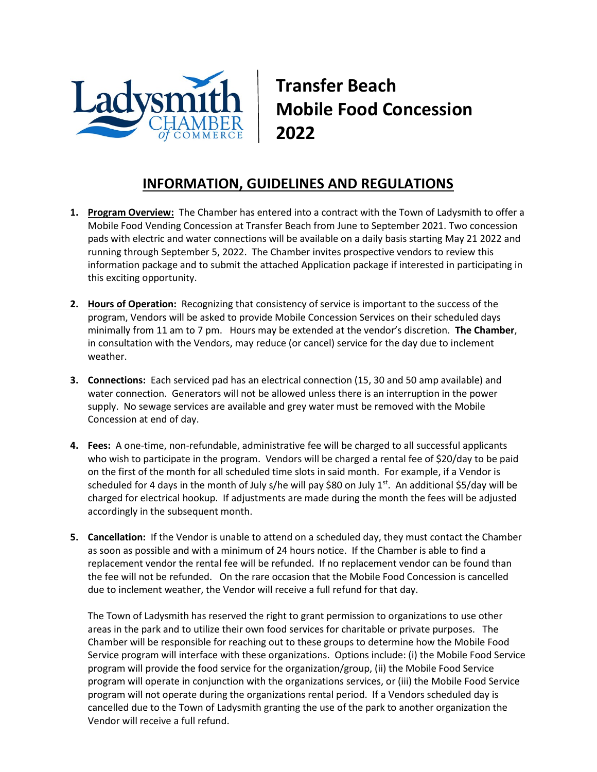Ladysmith CHAMBER of COMMERCE

# Transfer Beach Mobile Food Concession 2022

## INFORMATION, GUIDELINES AND REGULATIONS

1. **Program Overview:** The Chamber has entered into a contract with the Town of Ladysmith to offer a Mobile Food Vending Concession at Transfer Beach from June to September 2021. Two concession pads with electric and water connections will be available on a daily basis starting May 21 2022 and running through September 5, 2022. The Chamber invites prospective vendors to review this information package and to submit the attached Application package if interested in participating in this exciting opportunity.

2. **Hours of Operation:** Recognizing that consistency of service is important to the success of the program, Vendors will be asked to provide Mobile Concession Services on their scheduled days minimally from 11 am to 7 pm. Hours may be extended at the vendor's discretion. **The Chamber**, in consultation with the Vendors, may reduce (or cancel) service for the day due to inclement weather.

3. **Connections:** Each serviced pad has an electrical connection (15, 30 and 50 amp available) and water connection. Generators will not be allowed unless there is an interruption in the power supply. No sewage services are available and grey water must be removed with the Mobile Concession at end of day.

4. **Fees:** A one-time, non-refundable, administrative fee will be charged to all successful applicants who wish to participate in the program. Vendors will be charged a rental fee of $20/day to be paid on the first of the month for all scheduled time slots in said month. For example, if a Vendor is scheduled for 4 days in the month of July s/he will pay $80 on July 1st. An additional $5/day will be charged for electrical hookup. If adjustments are made during the month the fees will be adjusted accordingly in the subsequent month.

5. **Cancellation:** If the Vendor is unable to attend on a scheduled day, they must contact the Chamber as soon as possible and with a minimum of 24 hours notice. If the Chamber is able to find a replacement vendor the rental fee will be refunded. If no replacement vendor can be found than the fee will not be refunded. On the rare occasion that the Mobile Food Concession is cancelled due to inclement weather, the Vendor will receive a full refund for that day.

   The Town of Ladysmith has reserved the right to grant permission to organizations to use other areas in the park and to utilize their own food services for charitable or private purposes. The Chamber will be responsible for reaching out to these groups to determine how the Mobile Food Service program will interface with these organizations. Options include: (i) the Mobile Food Service program will provide the food service for the organization/group, (ii) the Mobile Food Service program will operate in conjunction with the organizations services, or (iii) the Mobile Food Service program will not operate during the organizations rental period. If a Vendors scheduled day is cancelled due to the Town of Ladysmith granting the use of the park to another organization the Vendor will receive a full refund.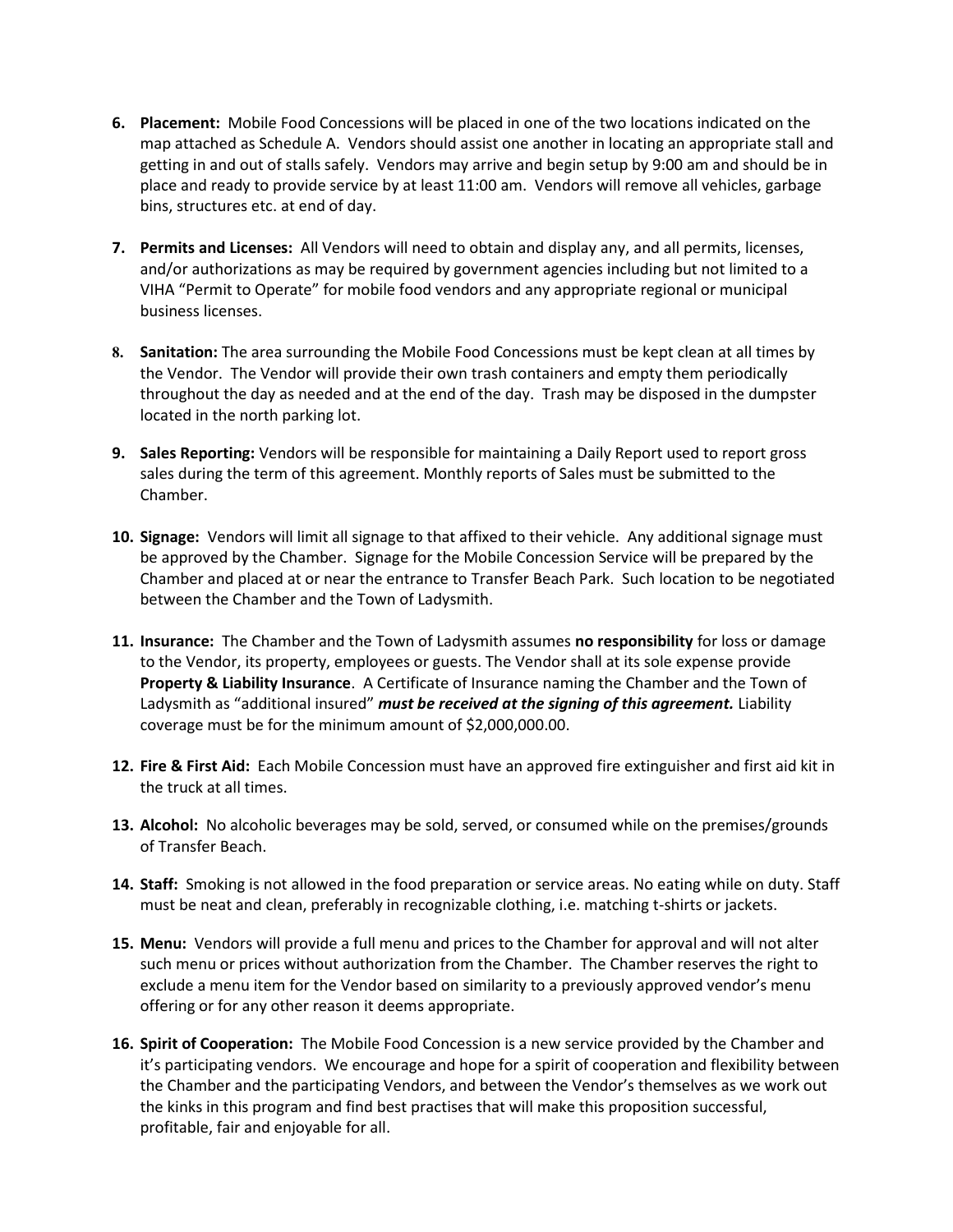6. **Placement:** Mobile Food Concessions will be placed in one of the two locations indicated on the map attached as Schedule A. Vendors should assist one another in locating an appropriate stall and getting in and out of stalls safely. Vendors may arrive and begin setup by 9:00 am and should be in place and ready to provide service by at least 11:00 am. Vendors will remove all vehicles, garbage bins, structures etc. at end of day.

7. **Permits and Licenses:** All Vendors will need to obtain and display any, and all permits, licenses, and/or authorizations as may be required by government agencies including but not limited to a VIHA "Permit to Operate" for mobile food vendors and any appropriate regional or municipal business licenses.

8. **Sanitation:** The area surrounding the Mobile Food Concessions must be kept clean at all times by the Vendor. The Vendor will provide their own trash containers and empty them periodically throughout the day as needed and at the end of the day. Trash may be disposed in the dumpster located in the north parking lot.

9. **Sales Reporting:** Vendors will be responsible for maintaining a Daily Report used to report gross sales during the term of this agreement. Monthly reports of Sales must be submitted to the Chamber.

10. **Signage:** Vendors will limit all signage to that affixed to their vehicle. Any additional signage must be approved by the Chamber. Signage for the Mobile Concession Service will be prepared by the Chamber and placed at or near the entrance to Transfer Beach Park. Such location to be negotiated between the Chamber and the Town of Ladysmith.

11. **Insurance:** The Chamber and the Town of Ladysmith assumes **no responsibility** for loss or damage to the Vendor, its property, employees or guests. The Vendor shall at its sole expense provide **Property & Liability Insurance**. A Certificate of Insurance naming the Chamber and the Town of Ladysmith as "additional insured" ***must be received at the signing of this agreement.*** Liability coverage must be for the minimum amount of $2,000,000.00.

12. **Fire & First Aid:** Each Mobile Concession must have an approved fire extinguisher and first aid kit in the truck at all times.

13. **Alcohol:** No alcoholic beverages may be sold, served, or consumed while on the premises/grounds of Transfer Beach.

14. **Staff:** Smoking is not allowed in the food preparation or service areas. No eating while on duty. Staff must be neat and clean, preferably in recognizable clothing, i.e. matching t-shirts or jackets.

15. **Menu:** Vendors will provide a full menu and prices to the Chamber for approval and will not alter such menu or prices without authorization from the Chamber. The Chamber reserves the right to exclude a menu item for the Vendor based on similarity to a previously approved vendor's menu offering or for any other reason it deems appropriate.

16. **Spirit of Cooperation:** The Mobile Food Concession is a new service provided by the Chamber and it's participating vendors. We encourage and hope for a spirit of cooperation and flexibility between the Chamber and the participating Vendors, and between the Vendor's themselves as we work out the kinks in this program and find best practises that will make this proposition successful, profitable, fair and enjoyable for all.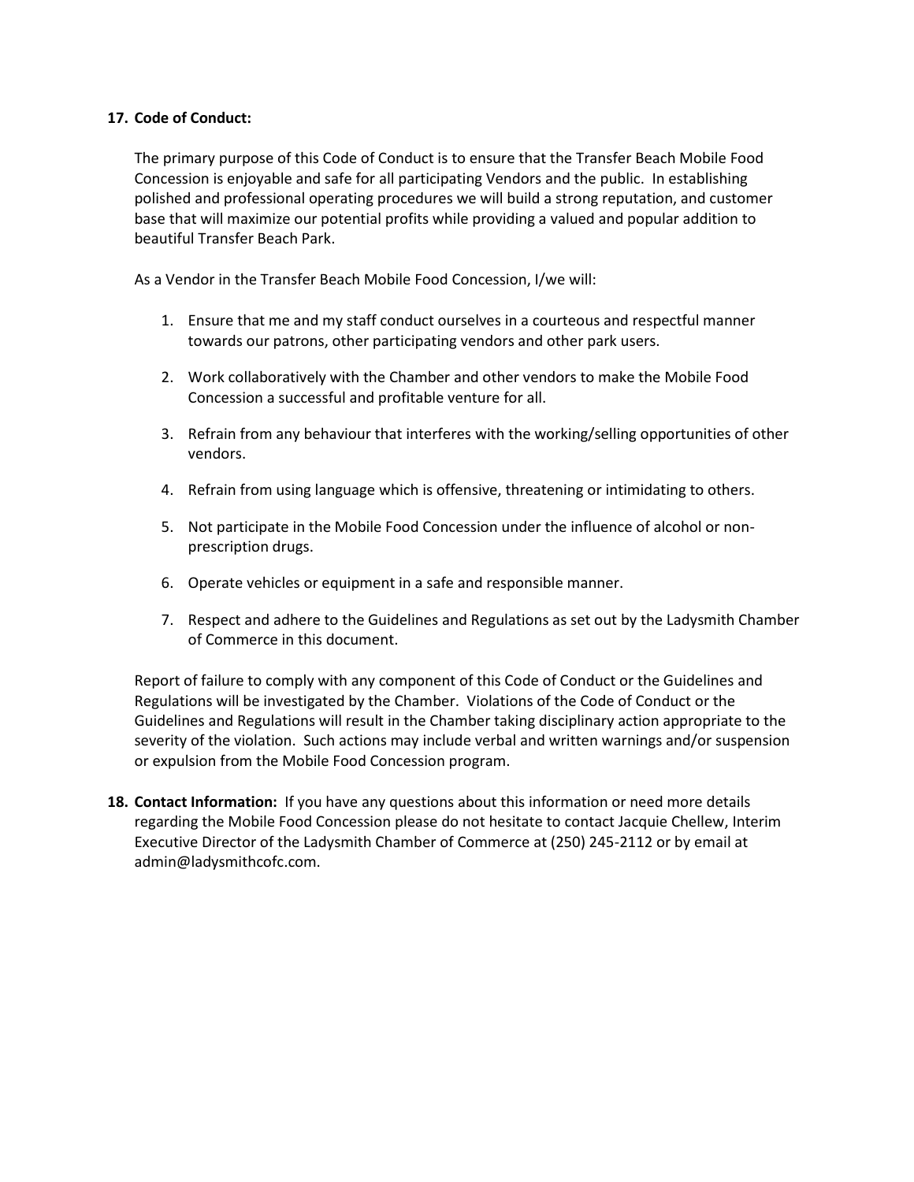**17. Code of Conduct:**

The primary purpose of this Code of Conduct is to ensure that the Transfer Beach Mobile Food Concession is enjoyable and safe for all participating Vendors and the public. In establishing polished and professional operating procedures we will build a strong reputation, and customer base that will maximize our potential profits while providing a valued and popular addition to beautiful Transfer Beach Park.

As a Vendor in the Transfer Beach Mobile Food Concession, I/we will:

1. Ensure that me and my staff conduct ourselves in a courteous and respectful manner towards our patrons, other participating vendors and other park users.

2. Work collaboratively with the Chamber and other vendors to make the Mobile Food Concession a successful and profitable venture for all.

3. Refrain from any behaviour that interferes with the working/selling opportunities of other vendors.

4. Refrain from using language which is offensive, threatening or intimidating to others.

5. Not participate in the Mobile Food Concession under the influence of alcohol or non-prescription drugs.

6. Operate vehicles or equipment in a safe and responsible manner.

7. Respect and adhere to the Guidelines and Regulations as set out by the Ladysmith Chamber of Commerce in this document.

Report of failure to comply with any component of this Code of Conduct or the Guidelines and Regulations will be investigated by the Chamber. Violations of the Code of Conduct or the Guidelines and Regulations will result in the Chamber taking disciplinary action appropriate to the severity of the violation. Such actions may include verbal and written warnings and/or suspension or expulsion from the Mobile Food Concession program.

**18. Contact Information:** If you have any questions about this information or need more details regarding the Mobile Food Concession please do not hesitate to contact Jacquie Chellew, Interim Executive Director of the Ladysmith Chamber of Commerce at (250) 245-2112 or by email at admin@ladysmithcofc.com.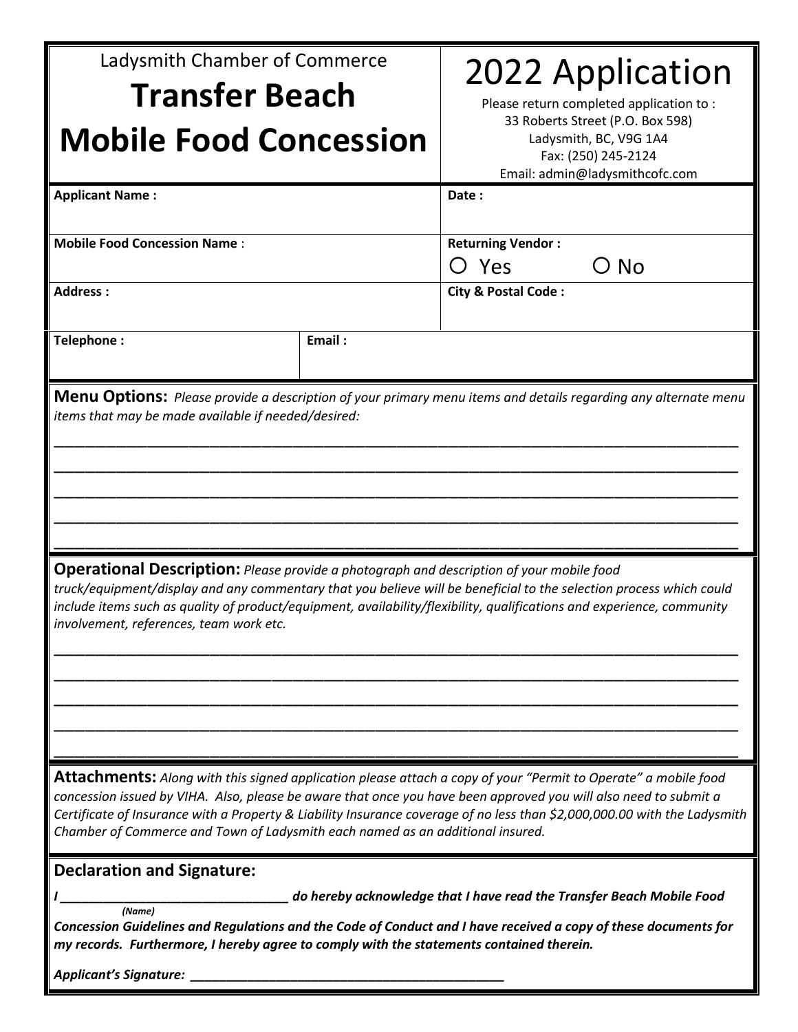Ladysmith Chamber of Commerce

# Transfer Beach Mobile Food Concession

# 2022 Application

Please return completed application to :
33 Roberts Street (P.O. Box 598)
Ladysmith, BC, V9G 1A4
Fax: (250) 245-2124
Email: admin@ladysmithcofc.com

| | |
|---|---|
| **Applicant Name :** | **Date :** |
| **Mobile Food Concession Name** : | **Returning Vendor :** ○ Yes ○ No |
| **Address :** | **City & Postal Code :** |
| **Telephone :** | **Email :** |

**Menu Options:** *Please provide a description of your primary menu items and details regarding any alternate menu items that may be made available if needed/desired:*

\_\_\_\_\_\_\_\_\_\_\_\_\_\_\_\_\_\_\_\_\_\_\_\_\_\_\_\_\_\_\_\_\_\_\_\_\_\_\_\_\_\_\_\_\_\_\_\_\_\_\_\_\_\_\_\_\_\_\_\_\_\_\_\_\_\_\_\_\_\_\_\_\_\_\_\_\_\_\_\_\_\_\_\_\_\_

\_\_\_\_\_\_\_\_\_\_\_\_\_\_\_\_\_\_\_\_\_\_\_\_\_\_\_\_\_\_\_\_\_\_\_\_\_\_\_\_\_\_\_\_\_\_\_\_\_\_\_\_\_\_\_\_\_\_\_\_\_\_\_\_\_\_\_\_\_\_\_\_\_\_\_\_\_\_\_\_\_\_\_\_\_\_

\_\_\_\_\_\_\_\_\_\_\_\_\_\_\_\_\_\_\_\_\_\_\_\_\_\_\_\_\_\_\_\_\_\_\_\_\_\_\_\_\_\_\_\_\_\_\_\_\_\_\_\_\_\_\_\_\_\_\_\_\_\_\_\_\_\_\_\_\_\_\_\_\_\_\_\_\_\_\_\_\_\_\_\_\_\_

\_\_\_\_\_\_\_\_\_\_\_\_\_\_\_\_\_\_\_\_\_\_\_\_\_\_\_\_\_\_\_\_\_\_\_\_\_\_\_\_\_\_\_\_\_\_\_\_\_\_\_\_\_\_\_\_\_\_\_\_\_\_\_\_\_\_\_\_\_\_\_\_\_\_\_\_\_\_\_\_\_\_\_\_\_\_

\_\_\_\_\_\_\_\_\_\_\_\_\_\_\_\_\_\_\_\_\_\_\_\_\_\_\_\_\_\_\_\_\_\_\_\_\_\_\_\_\_\_\_\_\_\_\_\_\_\_\_\_\_\_\_\_\_\_\_\_\_\_\_\_\_\_\_\_\_\_\_\_\_\_\_\_\_\_\_\_\_\_\_\_\_\_

**Operational Description:** *Please provide a photograph and description of your mobile food truck/equipment/display and any commentary that you believe will be beneficial to the selection process which could include items such as quality of product/equipment, availability/flexibility, qualifications and experience, community involvement, references, team work etc.*

\_\_\_\_\_\_\_\_\_\_\_\_\_\_\_\_\_\_\_\_\_\_\_\_\_\_\_\_\_\_\_\_\_\_\_\_\_\_\_\_\_\_\_\_\_\_\_\_\_\_\_\_\_\_\_\_\_\_\_\_\_\_\_\_\_\_\_\_\_\_\_\_\_\_\_\_\_\_\_\_\_\_\_\_\_\_

\_\_\_\_\_\_\_\_\_\_\_\_\_\_\_\_\_\_\_\_\_\_\_\_\_\_\_\_\_\_\_\_\_\_\_\_\_\_\_\_\_\_\_\_\_\_\_\_\_\_\_\_\_\_\_\_\_\_\_\_\_\_\_\_\_\_\_\_\_\_\_\_\_\_\_\_\_\_\_\_\_\_\_\_\_\_

\_\_\_\_\_\_\_\_\_\_\_\_\_\_\_\_\_\_\_\_\_\_\_\_\_\_\_\_\_\_\_\_\_\_\_\_\_\_\_\_\_\_\_\_\_\_\_\_\_\_\_\_\_\_\_\_\_\_\_\_\_\_\_\_\_\_\_\_\_\_\_\_\_\_\_\_\_\_\_\_\_\_\_\_\_\_

\_\_\_\_\_\_\_\_\_\_\_\_\_\_\_\_\_\_\_\_\_\_\_\_\_\_\_\_\_\_\_\_\_\_\_\_\_\_\_\_\_\_\_\_\_\_\_\_\_\_\_\_\_\_\_\_\_\_\_\_\_\_\_\_\_\_\_\_\_\_\_\_\_\_\_\_\_\_\_\_\_\_\_\_\_\_

\_\_\_\_\_\_\_\_\_\_\_\_\_\_\_\_\_\_\_\_\_\_\_\_\_\_\_\_\_\_\_\_\_\_\_\_\_\_\_\_\_\_\_\_\_\_\_\_\_\_\_\_\_\_\_\_\_\_\_\_\_\_\_\_\_\_\_\_\_\_\_\_\_\_\_\_\_\_\_\_\_\_\_\_\_\_

**Attachments:** *Along with this signed application please attach a copy of your "Permit to Operate" a mobile food concession issued by VIHA. Also, please be aware that once you have been approved you will also need to submit a Certificate of Insurance with a Property & Liability Insurance coverage of no less than $2,000,000.00 with the Ladysmith Chamber of Commerce and Town of Ladysmith each named as an additional insured.*

**Declaration and Signature:**

***I \_\_\_\_\_\_\_\_\_\_\_\_\_\_\_\_\_\_\_\_\_\_\_\_\_\_\_\_\_\_\_\_ do hereby acknowledge that I have read the Transfer Beach Mobile Food***
*(Name)*
***Concession Guidelines and Regulations and the Code of Conduct and I have received a copy of these documents for my records. Furthermore, I hereby agree to comply with the statements contained therein.***

***Applicant's Signature:*** \_\_\_\_\_\_\_\_\_\_\_\_\_\_\_\_\_\_\_\_\_\_\_\_\_\_\_\_\_\_\_\_\_\_\_\_\_\_\_\_\_\_\_\_\_